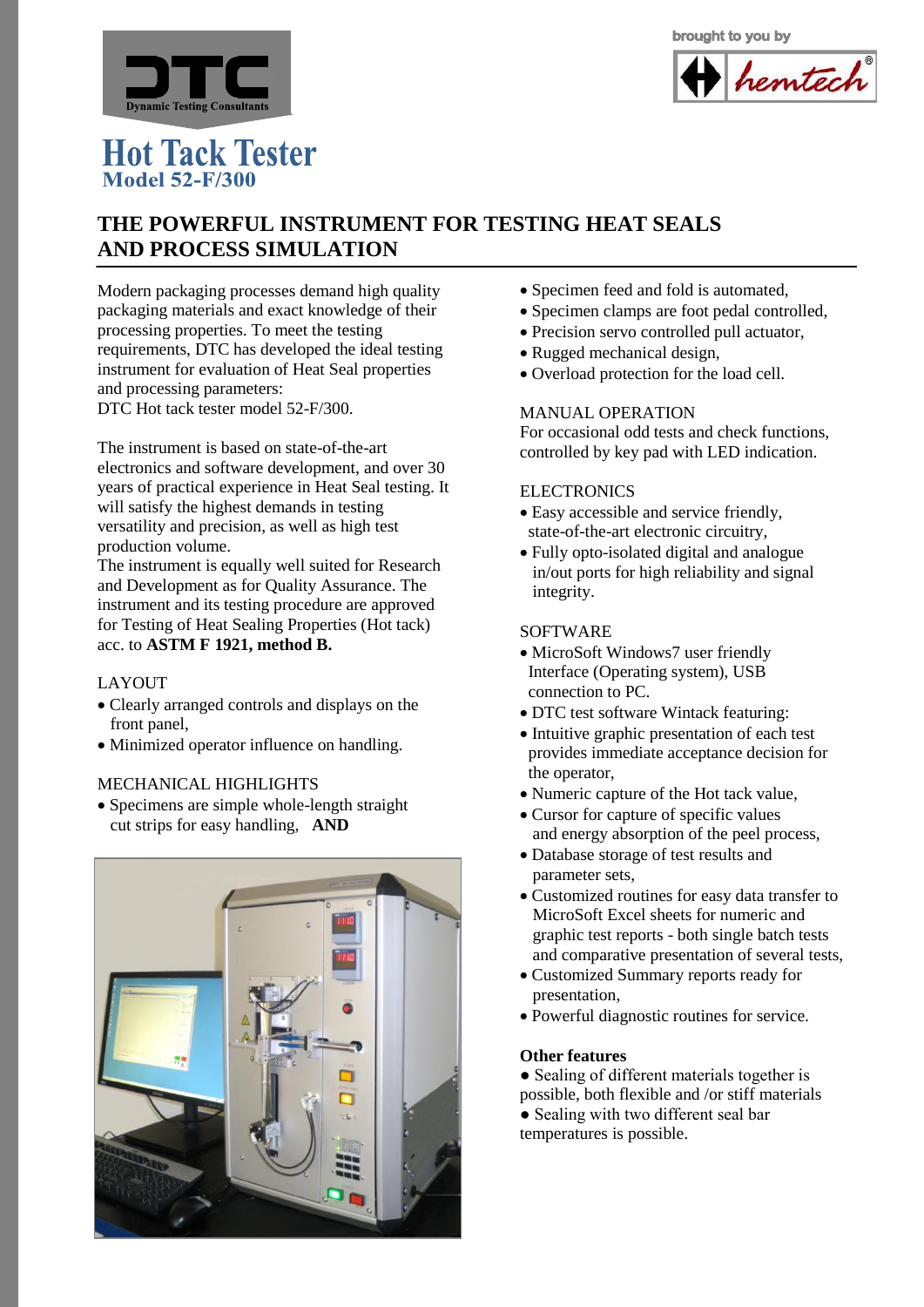brought to you by

# Hot Tack Tester
**Model 52-F/300**

## THE POWERFUL INSTRUMENT FOR TESTING HEAT SEALS AND PROCESS SIMULATION

Modern packaging processes demand high quality packaging materials and exact knowledge of their processing properties. To meet the testing requirements, DTC has developed the ideal testing instrument for evaluation of Heat Seal properties and processing parameters:
DTC Hot tack tester model 52-F/300.

The instrument is based on state-of-the-art electronics and software development, and over 30 years of practical experience in Heat Seal testing. It will satisfy the highest demands in testing versatility and precision, as well as high test production volume.
The instrument is equally well suited for Research and Development as for Quality Assurance. The instrument and its testing procedure are approved for Testing of Heat Sealing Properties (Hot tack) acc. to **ASTM F 1921, method B.**

LAYOUT
- Clearly arranged controls and displays on the front panel,
- Minimized operator influence on handling.

MECHANICAL HIGHLIGHTS
- Specimens are simple whole-length straight cut strips for easy handling, **AND**
- Specimen feed and fold is automated,
- Specimen clamps are foot pedal controlled,
- Precision servo controlled pull actuator,
- Rugged mechanical design,
- Overload protection for the load cell.

MANUAL OPERATION
For occasional odd tests and check functions, controlled by key pad with LED indication.

ELECTRONICS
- Easy accessible and service friendly, state-of-the-art electronic circuitry,
- Fully opto-isolated digital and analogue in/out ports for high reliability and signal integrity.

SOFTWARE
- MicroSoft Windows7 user friendly Interface (Operating system), USB connection to PC.
- DTC test software Wintack featuring:
- Intuitive graphic presentation of each test provides immediate acceptance decision for the operator,
- Numeric capture of the Hot tack value,
- Cursor for capture of specific values and energy absorption of the peel process,
- Database storage of test results and parameter sets,
- Customized routines for easy data transfer to MicroSoft Excel sheets for numeric and graphic test reports - both single batch tests and comparative presentation of several tests,
- Customized Summary reports ready for presentation,
- Powerful diagnostic routines for service.

**Other features**
- Sealing of different materials together is possible, both flexible and /or stiff materials
- Sealing with two different seal bar temperatures is possible.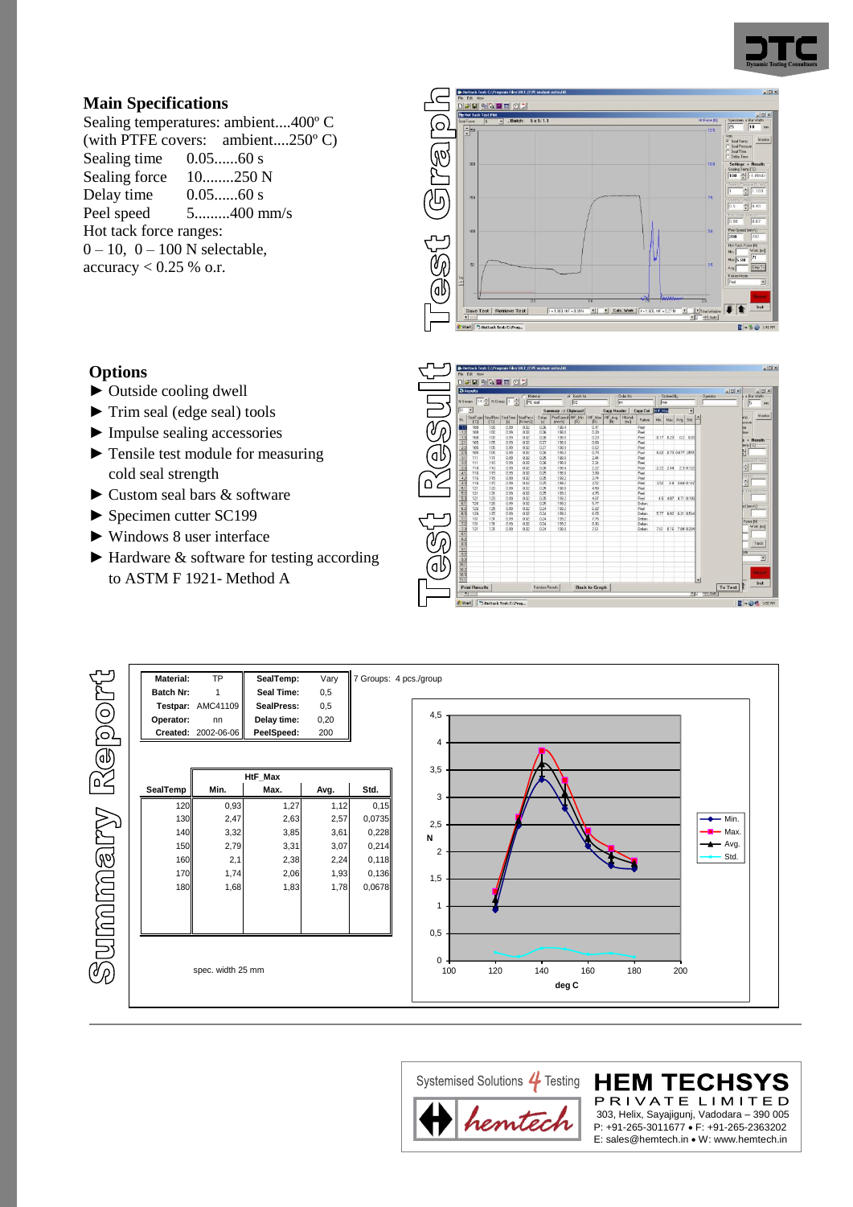## Main Specifications

Sealing temperatures: ambient....400º C
(with PTFE covers: ambient....250º C)
Sealing time 0.05......60 s
Sealing force 10........250 N
Delay time 0.05......60 s
Peel speed 5.........400 mm/s
Hot tack force ranges:
0 – 10, 0 – 100 N selectable,
accuracy < 0.25 % o.r.

Test Graph

## Options

- ► Outside cooling dwell
- ► Trim seal (edge seal) tools
- ► Impulse sealing accessories
- ► Tensile test module for measuring cold seal strength
- ► Custom seal bars & software
- ► Specimen cutter SC199
- ► Windows 8 user interface
- ► Hardware & software for testing according to ASTM F 1921- Method A

Test Result

Summary Report

| | | | |
|---|---|---|---|
| **Material:** | TP | **SealTemp:** | Vary |
| **Batch Nr:** | 1 | **Seal Time:** | 0,5 |
| **Testpar:** | AMC41109 | **SealPress:** | 0,5 |
| **Operator:** | nn | **Delay time:** | 0,20 |
| **Created:** | 2002-06-06 | **PeelSpeed:** | 200 |

7 Groups: 4 pcs./group

| SealTemp | HtF_Max Min. | Max. | Avg. | Std. |
|---|---|---|---|---|
| 120 | 0,93 | 1,27 | 1,12 | 0,15 |
| 130 | 2,47 | 2,63 | 2,57 | 0,0735 |
| 140 | 3,32 | 3,85 | 3,61 | 0,228 |
| 150 | 2,79 | 3,31 | 3,07 | 0,214 |
| 160 | 2,1 | 2,38 | 2,24 | 0,118 |
| 170 | 1,74 | 2,06 | 1,93 | 0,136 |
| 180 | 1,68 | 1,83 | 1,78 | 0,0678 |

spec. width 25 mm

N
4,5
4
3,5
3
2,5
2
1,5
1
0,5
0
100
120
140
160
180
200
deg C
Min.
Max.
Avg.
Std.

Systemised Solutions 4 Testing
hemtech

**HEM TECHSYS**
PRIVATE LIMITED
303, Helix, Sayajigunj, Vadodara – 390 005
P: +91-265-3011677 • F: +91-265-2363202
E: sales@hemtech.in • W: www.hemtech.in